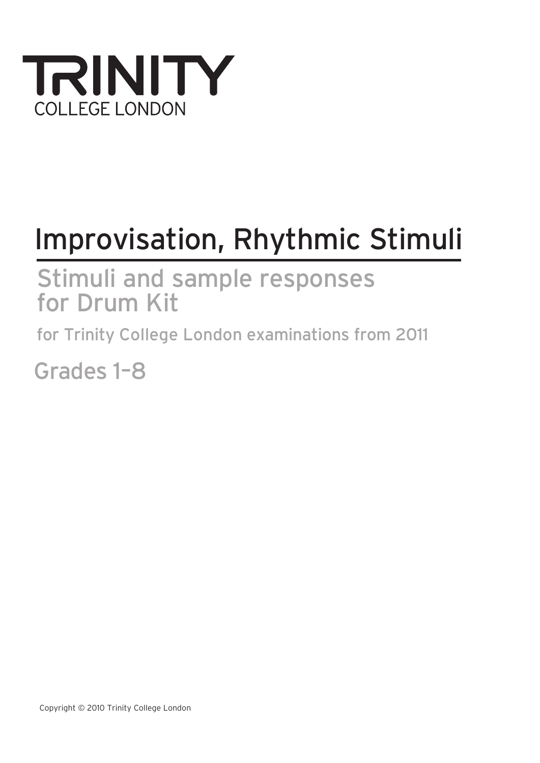# TRINITY

COLLEGE LONDON

# Improvisation, Rhythmic Stimuli

## Stimuli and sample responses for Drum Kit

for Trinity College London examinations from 2011

Grades 1–8

Copyright © 2010 Trinity College London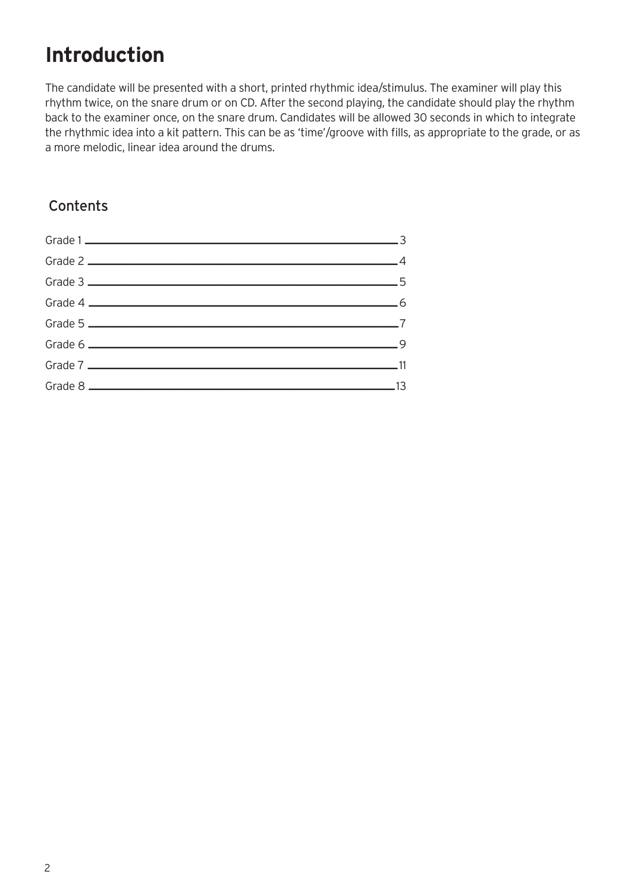# Introduction

The candidate will be presented with a short, printed rhythmic idea/stimulus. The examiner will play this rhythm twice, on the snare drum or on CD. After the second playing, the candidate should play the rhythm back to the examiner once, on the snare drum. Candidates will be allowed 30 seconds in which to integrate the rhythmic idea into a kit pattern. This can be as 'time'/groove with fills, as appropriate to the grade, or as a more melodic, linear idea around the drums.

## Contents

- Grade 1 — 3
- Grade 2 — 4
- Grade 3 — 5
- Grade 4 — 6
- Grade 5 — 7
- Grade 6 — 9
- Grade 7 — 11
- Grade 8 — 13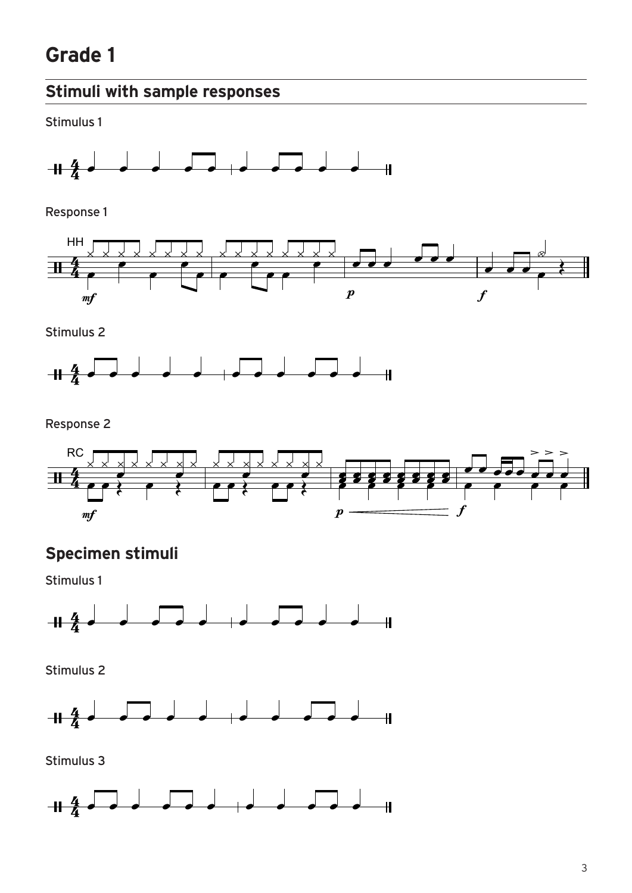# Grade 1

## Stimuli with sample responses

Stimulus 1

Response 1

Stimulus 2

Response 2

## Specimen stimuli

Stimulus 1

Stimulus 2

Stimulus 3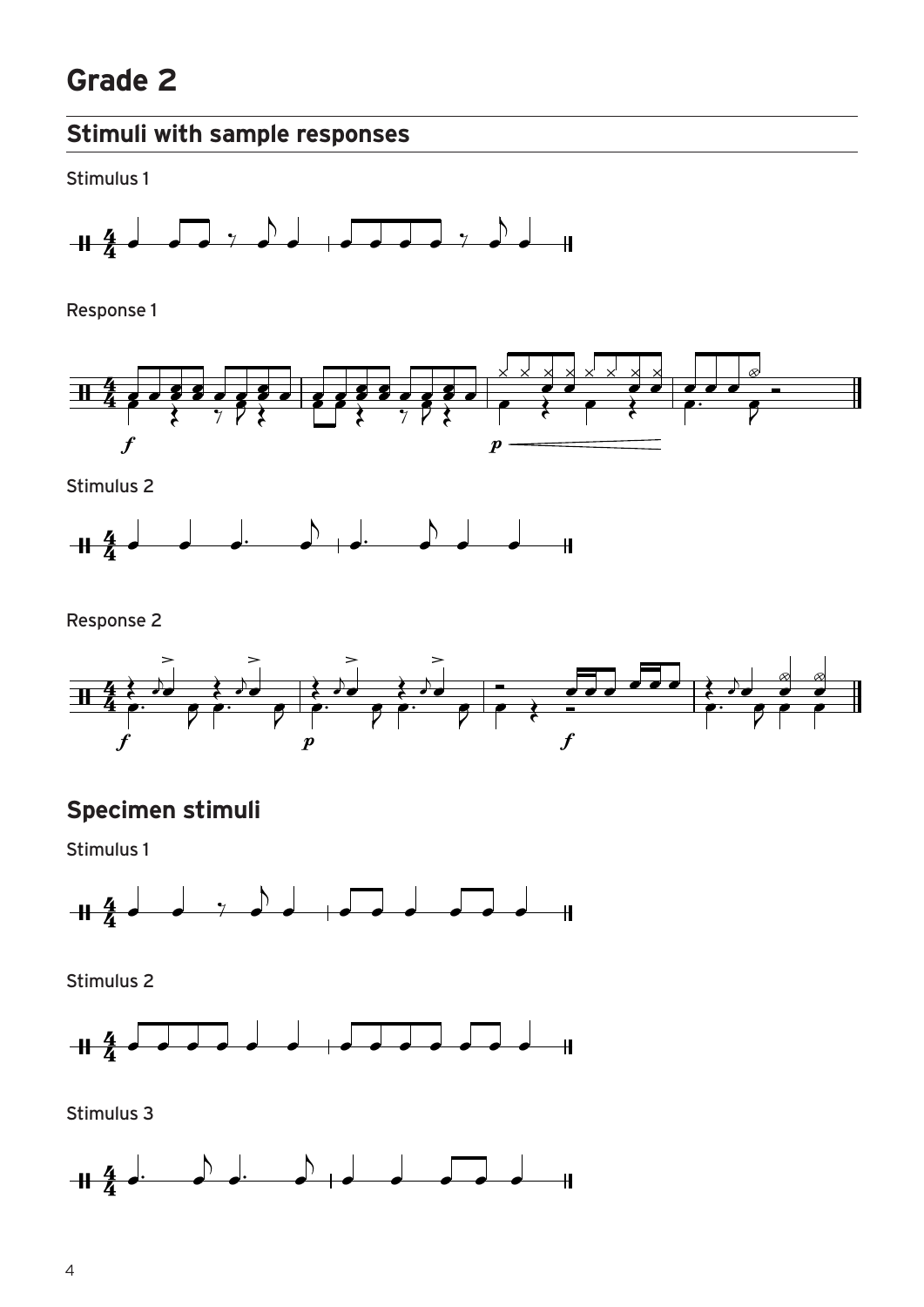# Grade 2

## Stimuli with sample responses

Stimulus 1

Response 1

Stimulus 2

Response 2

## Specimen stimuli

Stimulus 1

Stimulus 2

Stimulus 3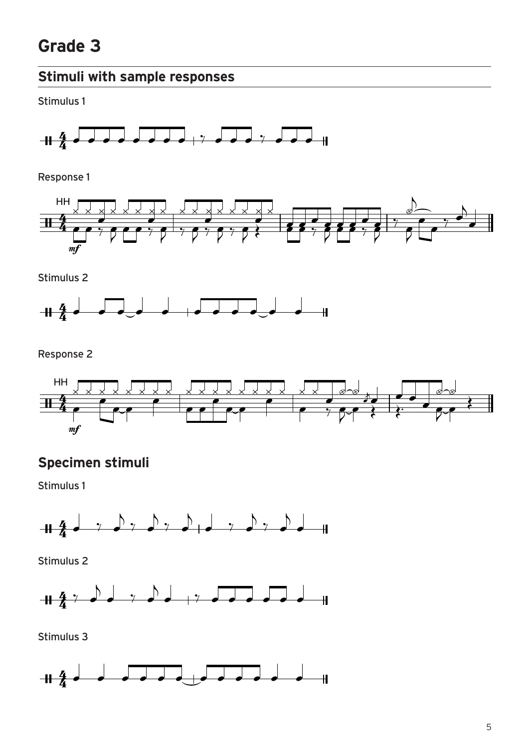# Grade 3

## Stimuli with sample responses

Stimulus 1

Response 1

HH

*mf*

Stimulus 2

Response 2

HH

*mf*

## Specimen stimuli

Stimulus 1

Stimulus 2

Stimulus 3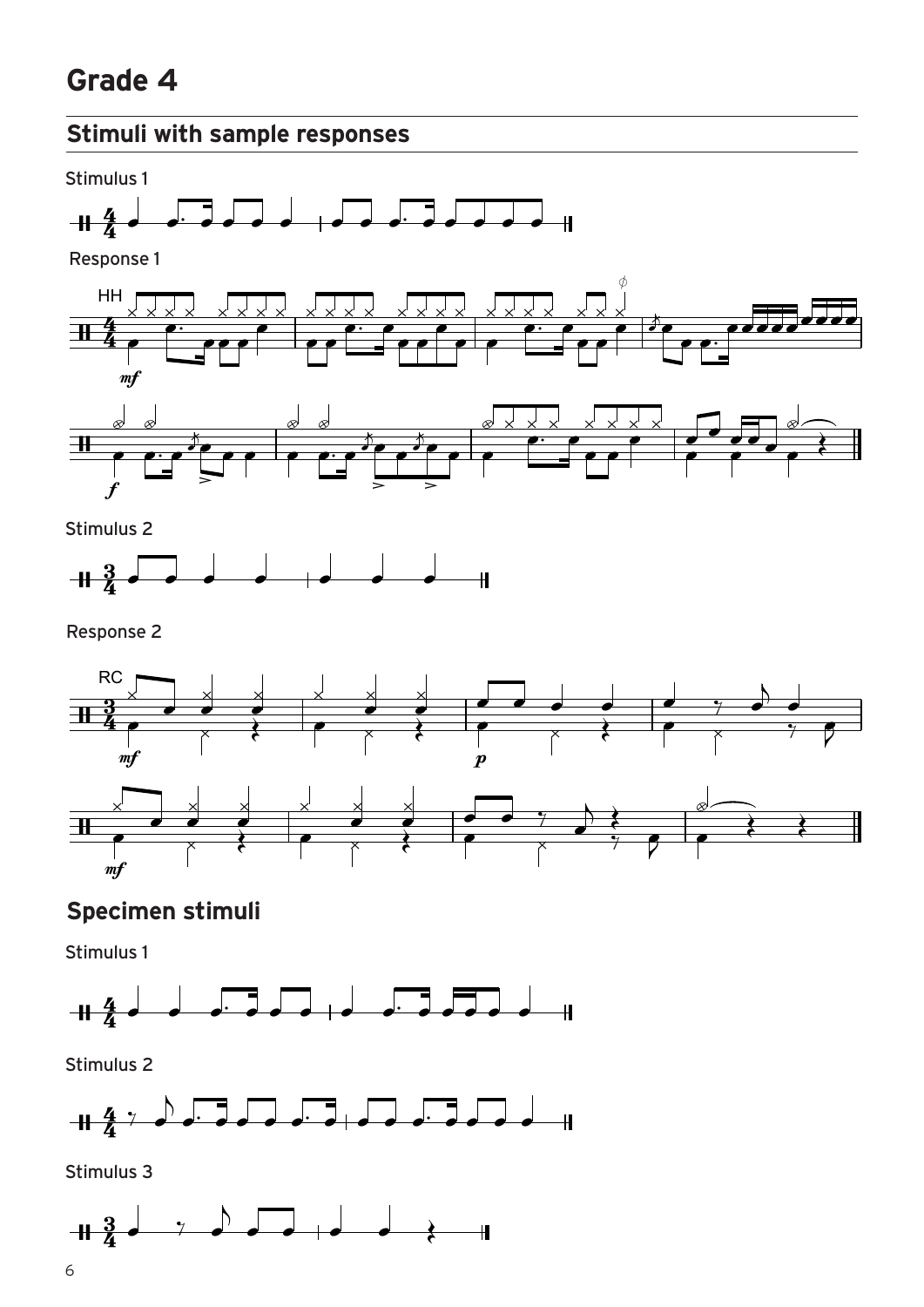# Grade 4

## Stimuli with sample responses

Stimulus 1

Response 1

Stimulus 2

Response 2

## Specimen stimuli

Stimulus 1

Stimulus 2

Stimulus 3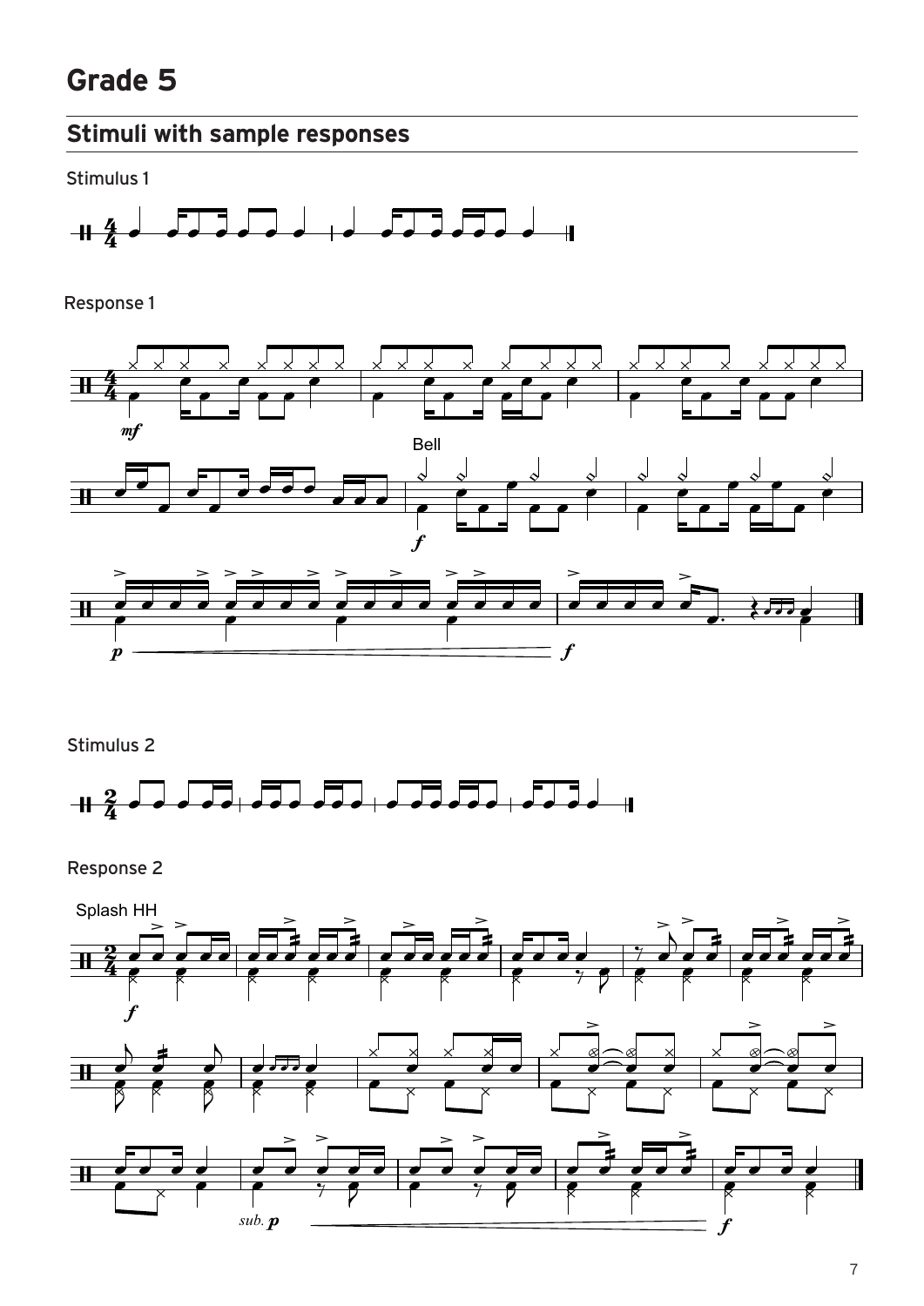# Grade 5

## Stimuli with sample responses

Stimulus 1

Response 1

Stimulus 2

Response 2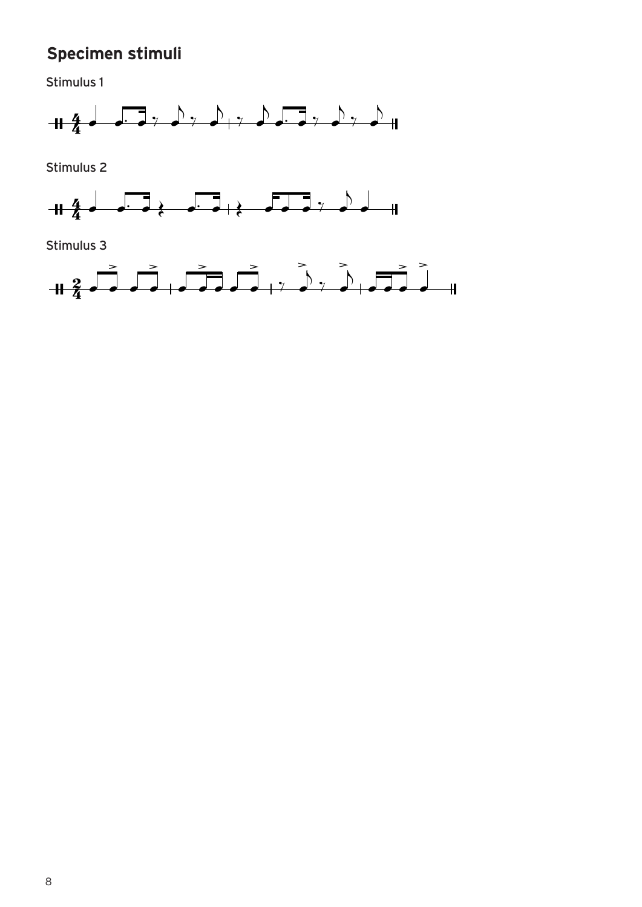## Specimen stimuli

Stimulus 1

Stimulus 2

Stimulus 3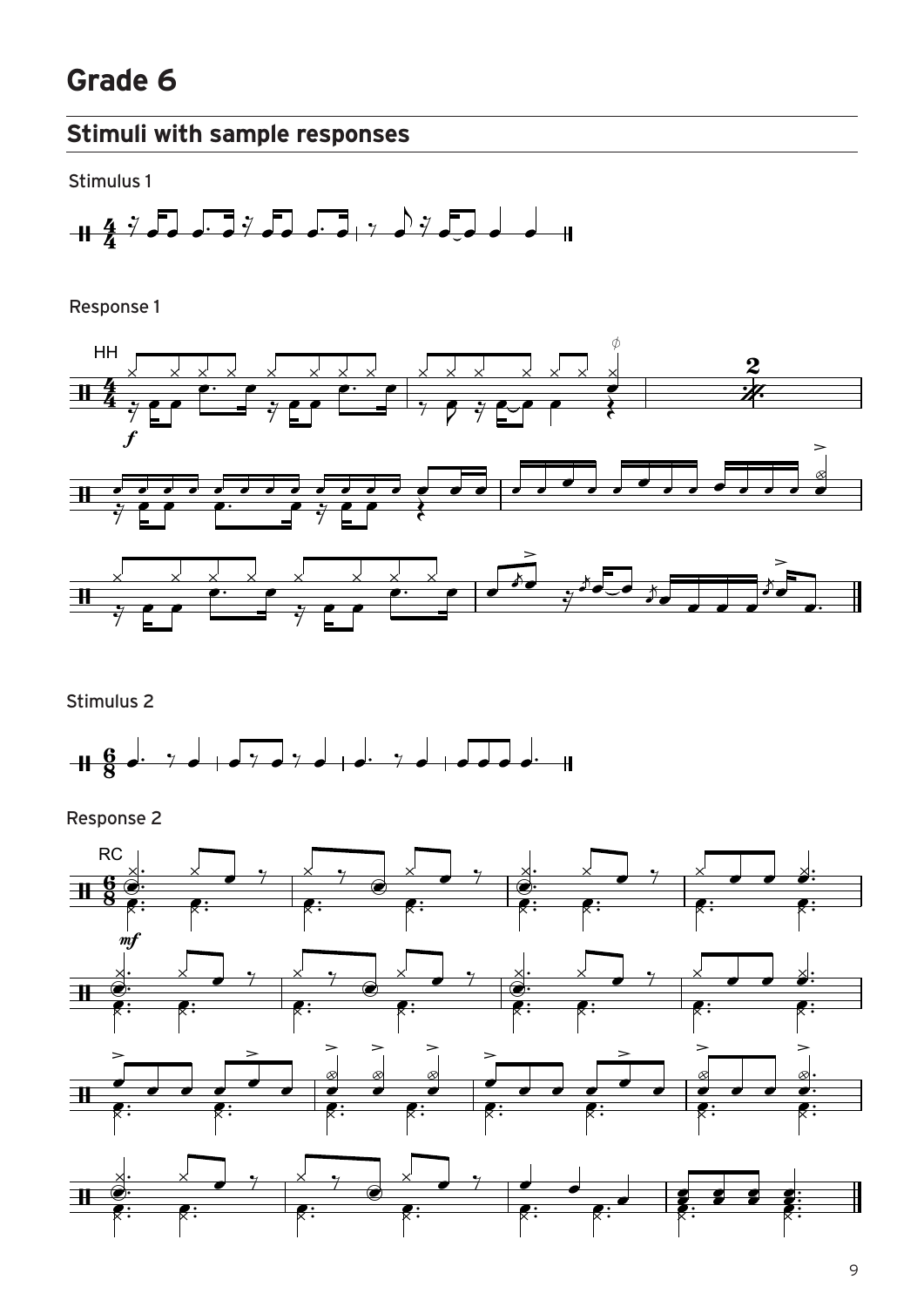# Grade 6

## Stimuli with sample responses

Stimulus 1

Response 1

Stimulus 2

Response 2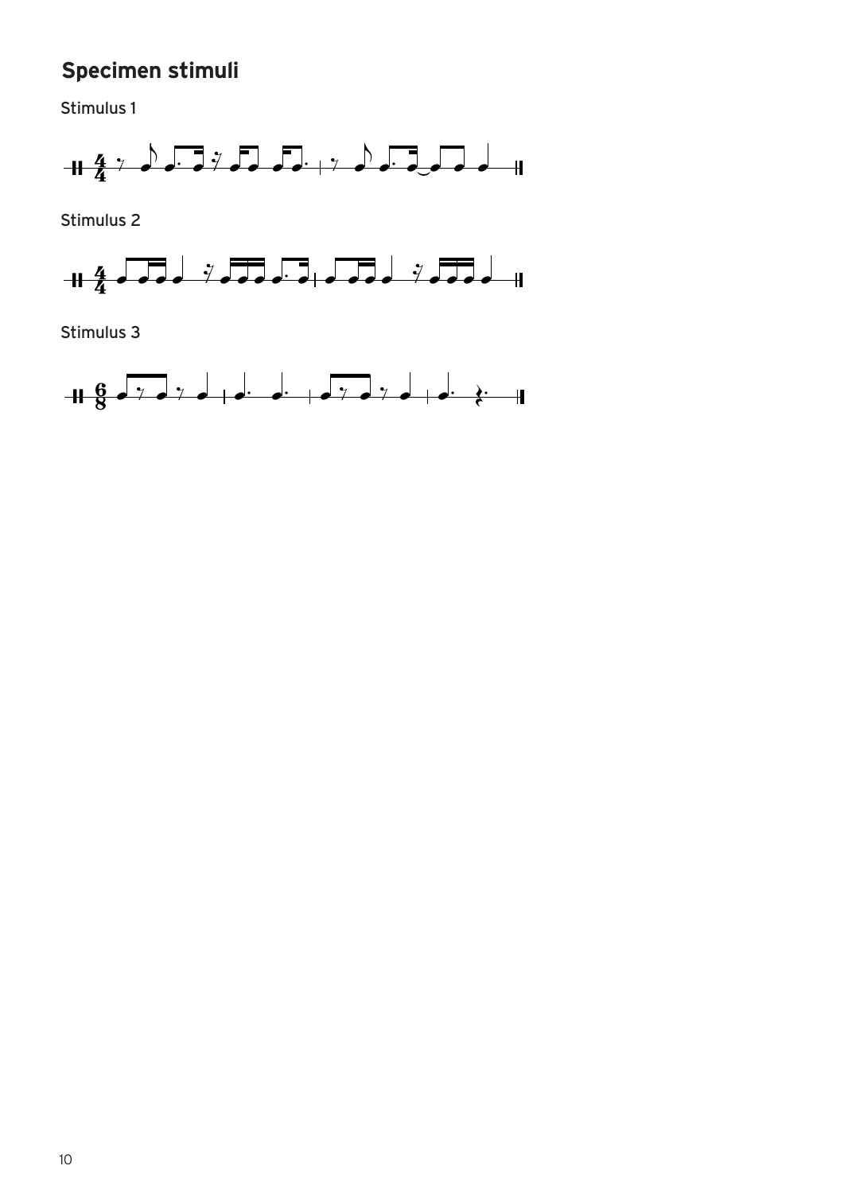## Specimen stimuli

Stimulus 1

Stimulus 2

Stimulus 3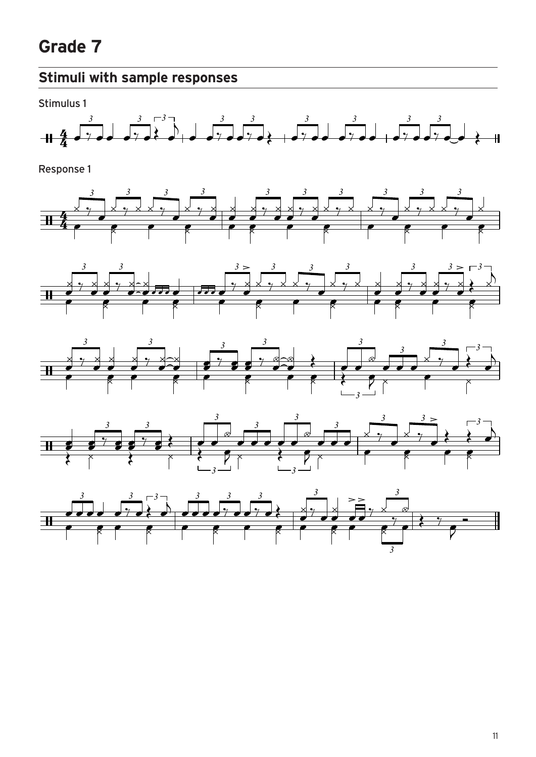# Grade 7

## Stimuli with sample responses

Stimulus 1

Response 1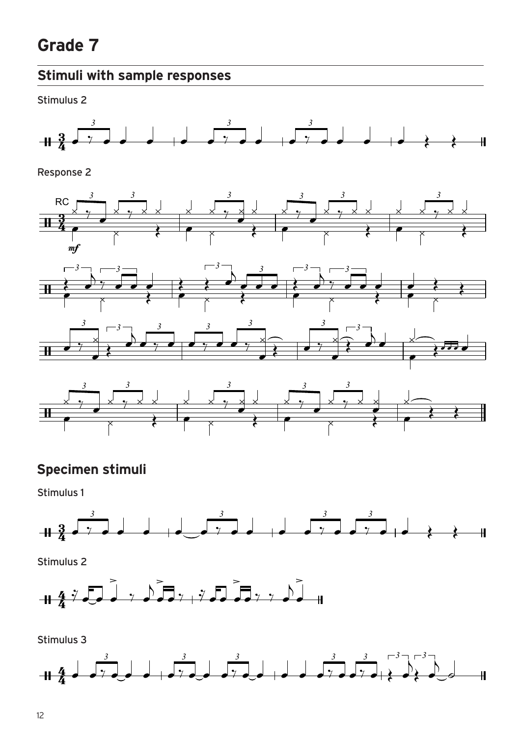# Grade 7

## Stimuli with sample responses

Stimulus 2

Response 2

## Specimen stimuli

Stimulus 1

Stimulus 2

Stimulus 3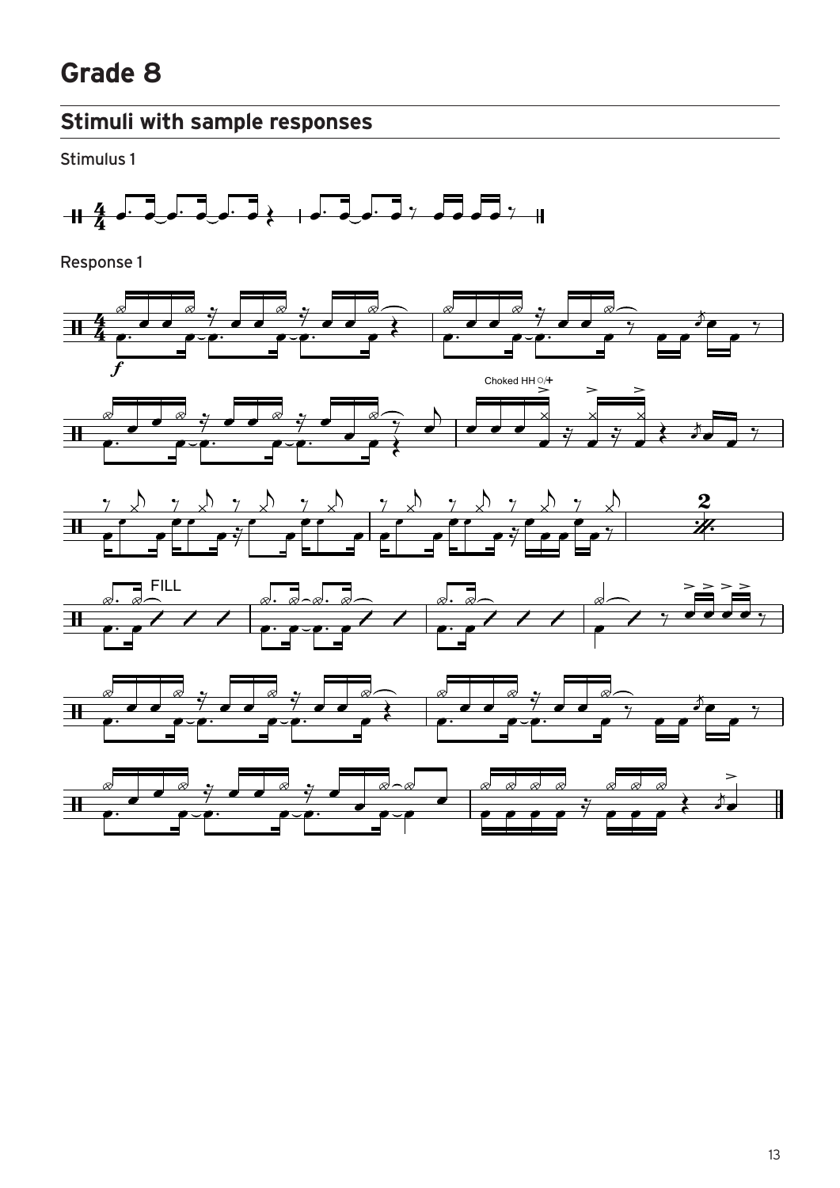# Grade 8

## Stimuli with sample responses

Stimulus 1

Response 1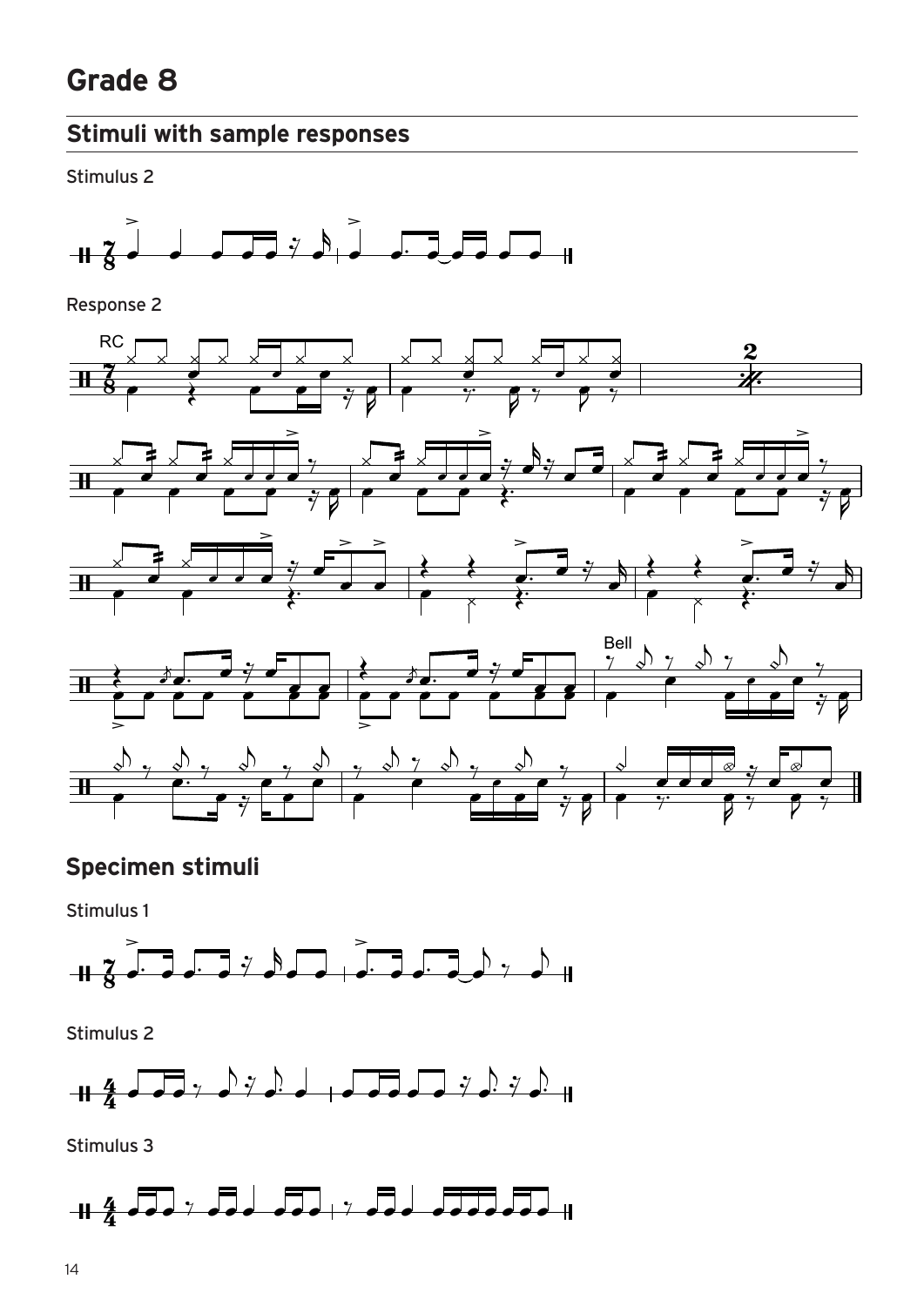# Grade 8

## Stimuli with sample responses

Stimulus 2

Response 2

## Specimen stimuli

Stimulus 1

Stimulus 2

Stimulus 3